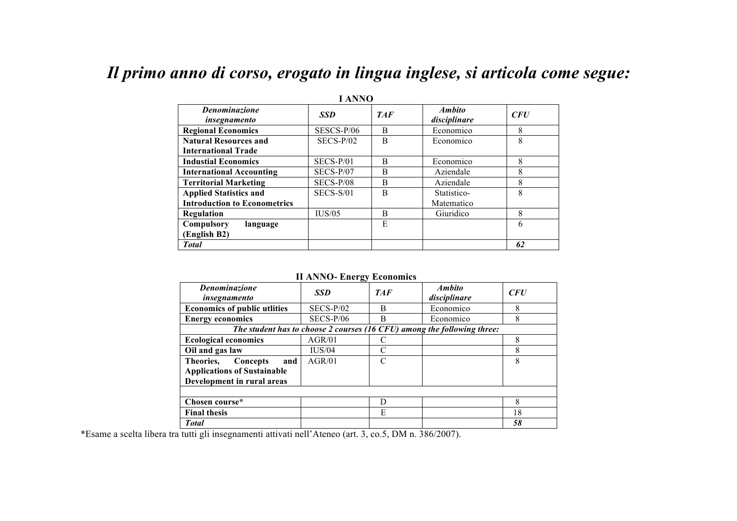# *Il primo anno di corso, erogato in lingua inglese, si articola come segue:*

**I ANNO**

| *Denominazione insegnamento* | *SSD* | *TAF* | *Ambito disciplinare* | *CFU* |
|---|---|---|---|---|
| **Regional Economics** | SESCS-P/06 | B | Economico | 8 |
| **Natural Resources and International Trade** | SECS-P/02 | B | Economico | 8 |
| **Industial Economics** | SECS-P/01 | B | Economico | 8 |
| **International Accounting** | SECS-P/07 | B | Aziendale | 8 |
| **Territorial Marketing** | SECS-P/08 | B | Aziendale | 8 |
| **Applied Statistics and Introduction to Econometrics** | SECS-S/01 | B | Statistico-Matematico | 8 |
| **Regulation** | IUS/05 | B | Giuridico | 8 |
| **Compulsory language (English B2)** | | E | | 6 |
| ***Total*** | | | | ***62*** |

**II ANNO- Energy Economics**

| *Denominazione insegnamento* | *SSD* | *TAF* | *Ambito disciplinare* | *CFU* |
|---|---|---|---|---|
| **Economics of public utlities** | SECS-P/02 | B | Economico | 8 |
| **Energy economics** | SECS-P/06 | B | Economico | 8 |
| ***The student has to choose 2 courses (16 CFU) among the following three:*** | | | | |
| **Ecological economics** | AGR/01 | C | | 8 |
| **Oil and gas law** | IUS/04 | C | | 8 |
| **Theories, Concepts and Applications of Sustainable Development in rural areas** | AGR/01 | C | | 8 |
| | | | | |
| **Chosen course*** | | D | | 8 |
| **Final thesis** | | E | | 18 |
| ***Total*** | | | | ***58*** |

*Esame a scelta libera tra tutti gli insegnamenti attivati nell'Ateneo (art. 3, co.5, DM n. 386/2007).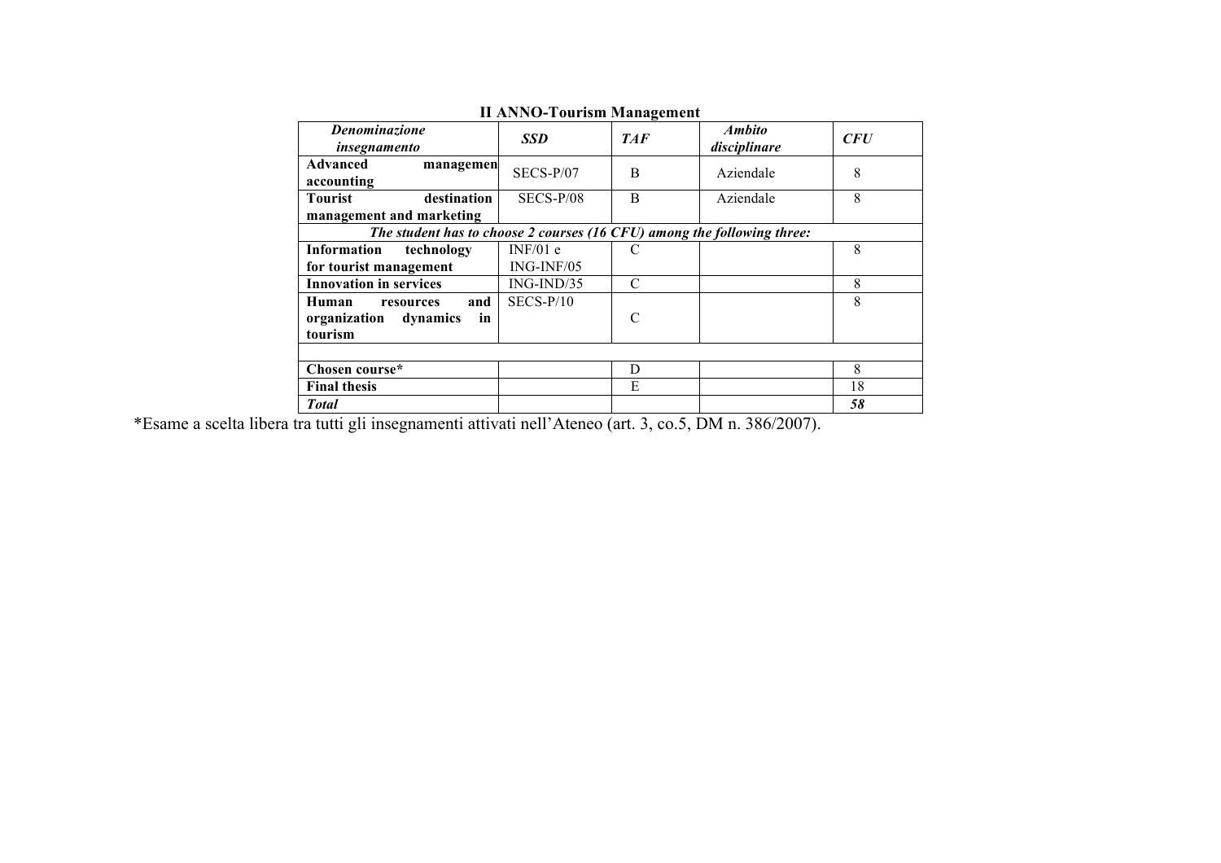**II ANNO-Tourism Management**

| *Denominazione insegnamento* | *SSD* | *TAF* | *Ambito disciplinare* | *CFU* |
|---|---|---|---|---|
| **Advanced managemen accounting** | SECS-P/07 | B | Aziendale | 8 |
| **Tourist destination management and marketing** | SECS-P/08 | B | Aziendale | 8 |
| ***The student has to choose 2 courses (16 CFU) among the following three:*** | | | | |
| **Information technology for tourist management** | INF/01 e ING-INF/05 | C | | 8 |
| **Innovation in services** | ING-IND/35 | C | | 8 |
| **Human resources and organization dynamics in tourism** | SECS-P/10 | C | | 8 |
| | | | | |
| **Chosen course*** | | D | | 8 |
| **Final thesis** | | E | | 18 |
| ***Total*** | | | | ***58*** |

*Esame a scelta libera tra tutti gli insegnamenti attivati nell'Ateneo (art. 3, co.5, DM n. 386/2007).